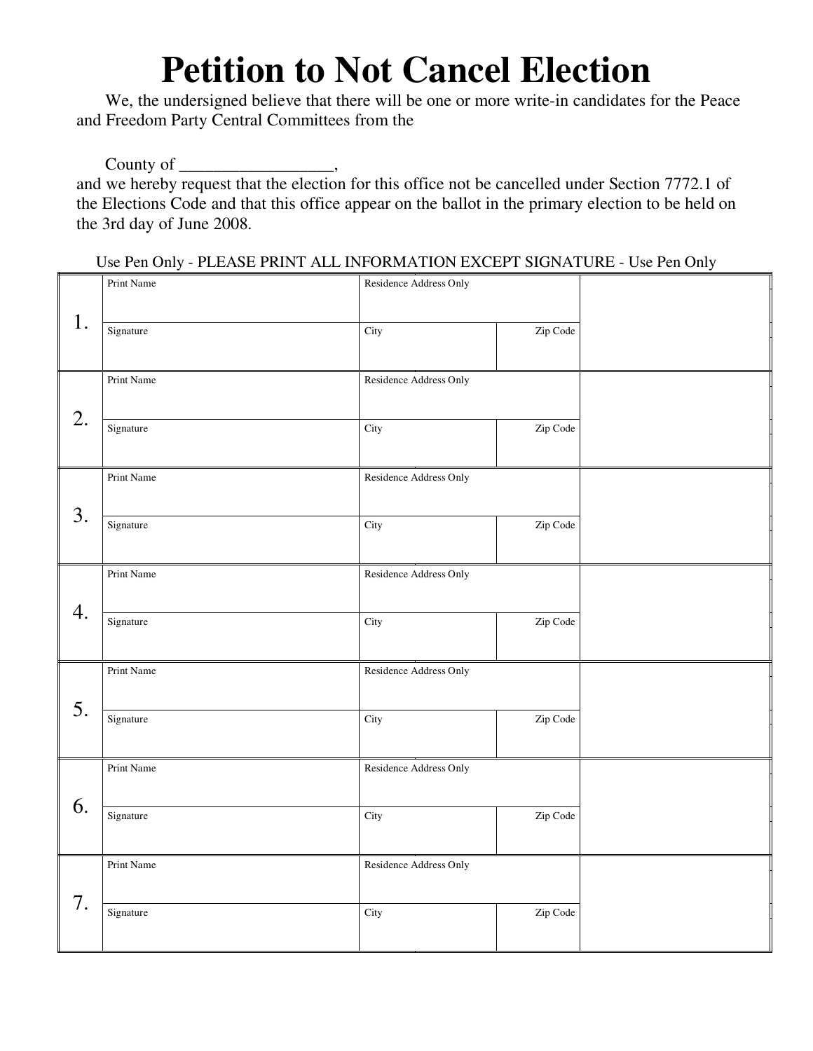# Petition to Not Cancel Election

We, the undersigned believe that there will be one or more write-in candidates for the Peace and Freedom Party Central Committees from the

County of __________________,

and we hereby request that the election for this office not be cancelled under Section 7772.1 of the Elections Code and that this office appear on the ballot in the primary election to be held on the 3rd day of June 2008.

Use Pen Only - PLEASE PRINT ALL INFORMATION EXCEPT SIGNATURE - Use Pen Only

| | | | | |
|---|---|---|---|---|
| 1. | Print Name | Residence Address Only | | |
| | Signature | City | Zip Code | |
| 2. | Print Name | Residence Address Only | | |
| | Signature | City | Zip Code | |
| 3. | Print Name | Residence Address Only | | |
| | Signature | City | Zip Code | |
| 4. | Print Name | Residence Address Only | | |
| | Signature | City | Zip Code | |
| 5. | Print Name | Residence Address Only | | |
| | Signature | City | Zip Code | |
| 6. | Print Name | Residence Address Only | | |
| | Signature | City | Zip Code | |
| 7. | Print Name | Residence Address Only | | |
| | Signature | City | Zip Code | |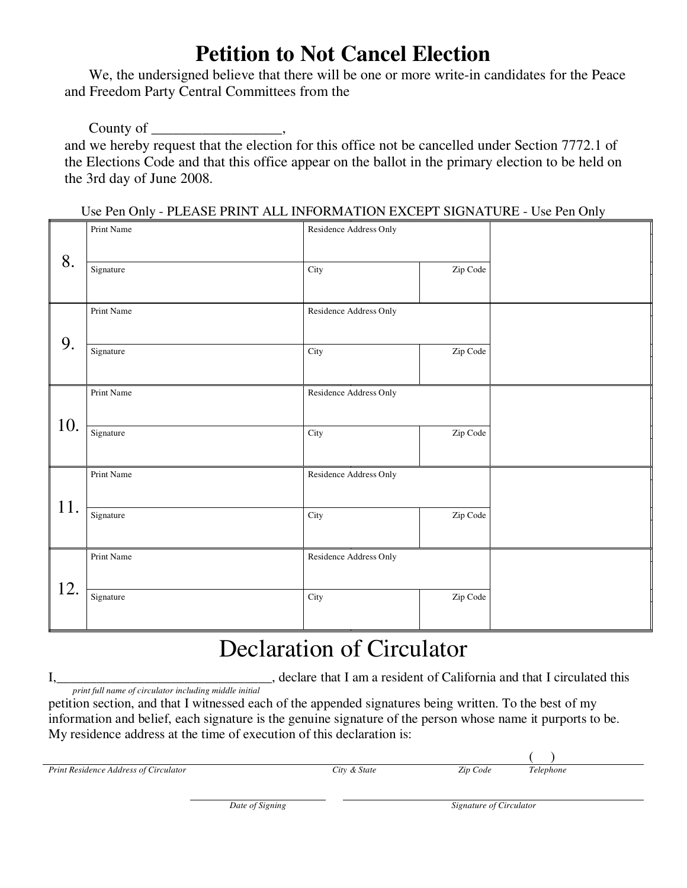# Petition to Not Cancel Election

We, the undersigned believe that there will be one or more write-in candidates for the Peace and Freedom Party Central Committees from the

County of __________________,

and we hereby request that the election for this office not be cancelled under Section 7772.1 of the Elections Code and that this office appear on the ballot in the primary election to be held on the 3rd day of June 2008.

Use Pen Only - PLEASE PRINT ALL INFORMATION EXCEPT SIGNATURE - Use Pen Only

| | | | | |
|---|---|---|---|---|
| 8. | Print Name | Residence Address Only | | |
| | Signature | City | Zip Code | |
| 9. | Print Name | Residence Address Only | | |
| | Signature | City | Zip Code | |
| 10. | Print Name | Residence Address Only | | |
| | Signature | City | Zip Code | |
| 11. | Print Name | Residence Address Only | | |
| | Signature | City | Zip Code | |
| 12. | Print Name | Residence Address Only | | |
| | Signature | City | Zip Code | |

# Declaration of Circulator

I,________________________________, declare that I am a resident of California and that I circulated this

*print full name of circulator including middle initial*

petition section, and that I witnessed each of the appended signatures being written. To the best of my information and belief, each signature is the genuine signature of the person whose name it purports to be. My residence address at the time of execution of this declaration is:

_____________________________________________________________ (     )

*Print Residence Address of Circulator* *City & State* *Zip Code* *Telephone*

____________________ ______________________________

*Date of Signing* *Signature of Circulator*